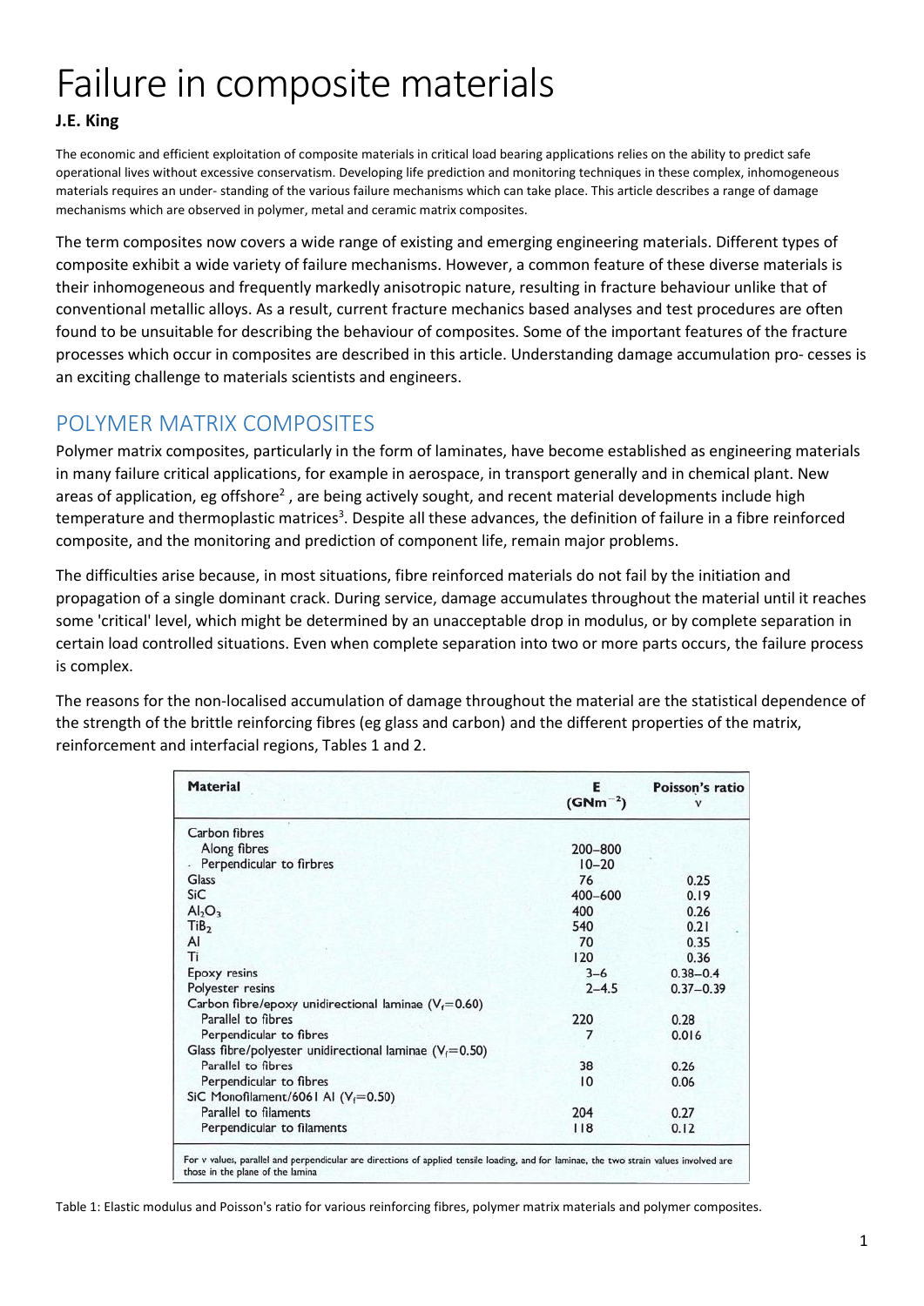# Failure in composite materials

**J.E. King**

The economic and efficient exploitation of composite materials in critical load bearing applications relies on the ability to predict safe operational lives without excessive conservatism. Developing life prediction and monitoring techniques in these complex, inhomogeneous materials requires an under- standing of the various failure mechanisms which can take place. This article describes a range of damage mechanisms which are observed in polymer, metal and ceramic matrix composites.

The term composites now covers a wide range of existing and emerging engineering materials. Different types of composite exhibit a wide variety of failure mechanisms. However, a common feature of these diverse materials is their inhomogeneous and frequently markedly anisotropic nature, resulting in fracture behaviour unlike that of conventional metallic alloys. As a result, current fracture mechanics based analyses and test procedures are often found to be unsuitable for describing the behaviour of composites. Some of the important features of the fracture processes which occur in composites are described in this article. Understanding damage accumulation pro- cesses is an exciting challenge to materials scientists and engineers.

## POLYMER MATRIX COMPOSITES

Polymer matrix composites, particularly in the form of laminates, have become established as engineering materials in many failure critical applications, for example in aerospace, in transport generally and in chemical plant. New areas of application, eg offshore[2] , are being actively sought, and recent material developments include high temperature and thermoplastic matrices[3]. Despite all these advances, the definition of failure in a fibre reinforced composite, and the monitoring and prediction of component life, remain major problems.

The difficulties arise because, in most situations, fibre reinforced materials do not fail by the initiation and propagation of a single dominant crack. During service, damage accumulates throughout the material until it reaches some 'critical' level, which might be determined by an unacceptable drop in modulus, or by complete separation in certain load controlled situations. Even when complete separation into two or more parts occurs, the failure process is complex.

The reasons for the non-localised accumulation of damage throughout the material are the statistical dependence of the strength of the brittle reinforcing fibres (eg glass and carbon) and the different properties of the matrix, reinforcement and interfacial regions, Tables 1 and 2.

| Material | E ($GNm^{-2}$) | Poisson's ratio $\nu$ |
|---|---|---|
| Carbon fibres | | |
| Along fibres | 200–800 | |
| Perpendicular to firbres | 10–20 | |
| Glass | 76 | 0.25 |
| SiC | 400–600 | 0.19 |
| $Al_2O_3$ | 400 | 0.26 |
| $TiB_2$ | 540 | 0.21 |
| Al | 70 | 0.35 |
| Ti | 120 | 0.36 |
| Epoxy resins | 3–6 | 0.38–0.4 |
| Polyester resins | 2–4.5 | 0.37–0.39 |
| Carbon fibre/epoxy unidirectional laminae ($V_f$=0.60) | | |
| Parallel to fibres | 220 | 0.28 |
| Perpendicular to fibres | 7 | 0.016 |
| Glass fibre/polyester unidirectional laminae ($V_f$=0.50) | | |
| Parallel to fibres | 38 | 0.26 |
| Perpendicular to fibres | 10 | 0.06 |
| SiC Monofilament/6061 Al ($V_f$=0.50) | | |
| Parallel to filaments | 204 | 0.27 |
| Perpendicular to filaments | 118 | 0.12 |

For $\nu$ values, parallel and perpendicular are directions of applied tensile loading, and for laminae, the two strain values involved are those in the plane of the lamina

Table 1: Elastic modulus and Poisson's ratio for various reinforcing fibres, polymer matrix materials and polymer composites.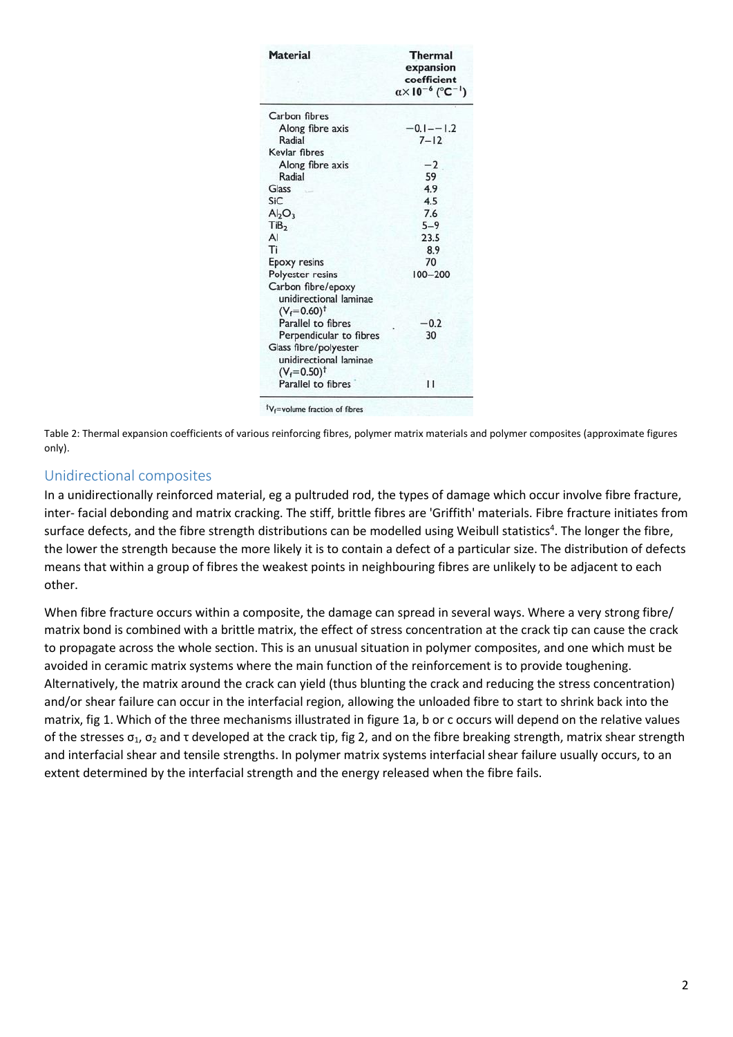| Material | Thermal expansion coefficient $\alpha \times 10^{-6}$ (°C$^{-1}$) |
|---|---|
| Carbon fibres | |
| Along fibre axis | −0.1−−1.2 |
| Radial | 7−12 |
| Kevlar fibres | |
| Along fibre axis | −2 |
| Radial | 59 |
| Glass | 4.9 |
| SiC | 4.5 |
| $Al_2O_3$ | 7.6 |
| $TiB_2$ | 5−9 |
| Al | 23.5 |
| Ti | 8.9 |
| Epoxy resins | 70 |
| Polyester resins | 100−200 |
| Carbon fibre/epoxy unidirectional laminae ($V_f$=0.60)† | |
| Parallel to fibres | −0.2 |
| Perpendicular to fibres | 30 |
| Glass fibre/polyester unidirectional laminae ($V_f$=0.50)† | |
| Parallel to fibres | 11 |

†$V_f$=volume fraction of fibres

Table 2: Thermal expansion coefficients of various reinforcing fibres, polymer matrix materials and polymer composites (approximate figures only).

## Unidirectional composites

In a unidirectionally reinforced material, eg a pultruded rod, the types of damage which occur involve fibre fracture, inter- facial debonding and matrix cracking. The stiff, brittle fibres are 'Griffith' materials. Fibre fracture initiates from surface defects, and the fibre strength distributions can be modelled using Weibull statistics[4]. The longer the fibre, the lower the strength because the more likely it is to contain a defect of a particular size. The distribution of defects means that within a group of fibres the weakest points in neighbouring fibres are unlikely to be adjacent to each other.

When fibre fracture occurs within a composite, the damage can spread in several ways. Where a very strong fibre/ matrix bond is combined with a brittle matrix, the effect of stress concentration at the crack tip can cause the crack to propagate across the whole section. This is an unusual situation in polymer composites, and one which must be avoided in ceramic matrix systems where the main function of the reinforcement is to provide toughening. Alternatively, the matrix around the crack can yield (thus blunting the crack and reducing the stress concentration) and/or shear failure can occur in the interfacial region, allowing the unloaded fibre to start to shrink back into the matrix, fig 1. Which of the three mechanisms illustrated in figure 1a, b or c occurs will depend on the relative values of the stresses $\sigma_1$, $\sigma_2$ and $\tau$ developed at the crack tip, fig 2, and on the fibre breaking strength, matrix shear strength and interfacial shear and tensile strengths. In polymer matrix systems interfacial shear failure usually occurs, to an extent determined by the interfacial strength and the energy released when the fibre fails.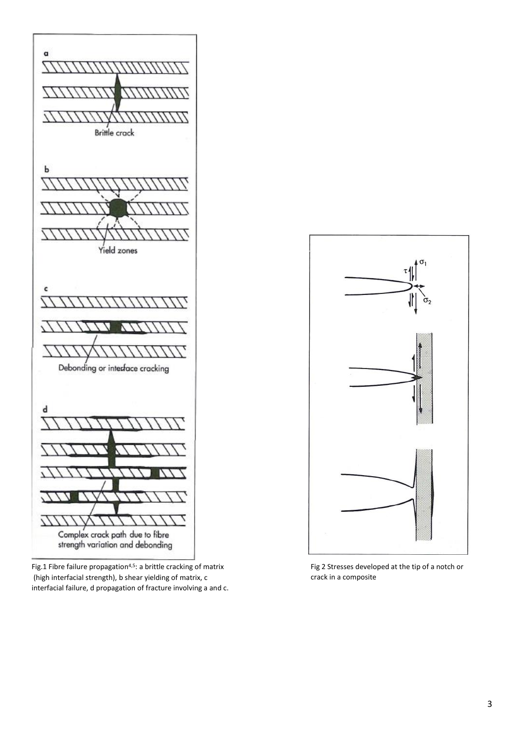Fig.1 Fibre failure propagation[4,5]: a brittle cracking of matrix (high interfacial strength), b shear yielding of matrix, c interfacial failure, d propagation of fracture involving a and c.

Fig 2 Stresses developed at the tip of a notch or crack in a composite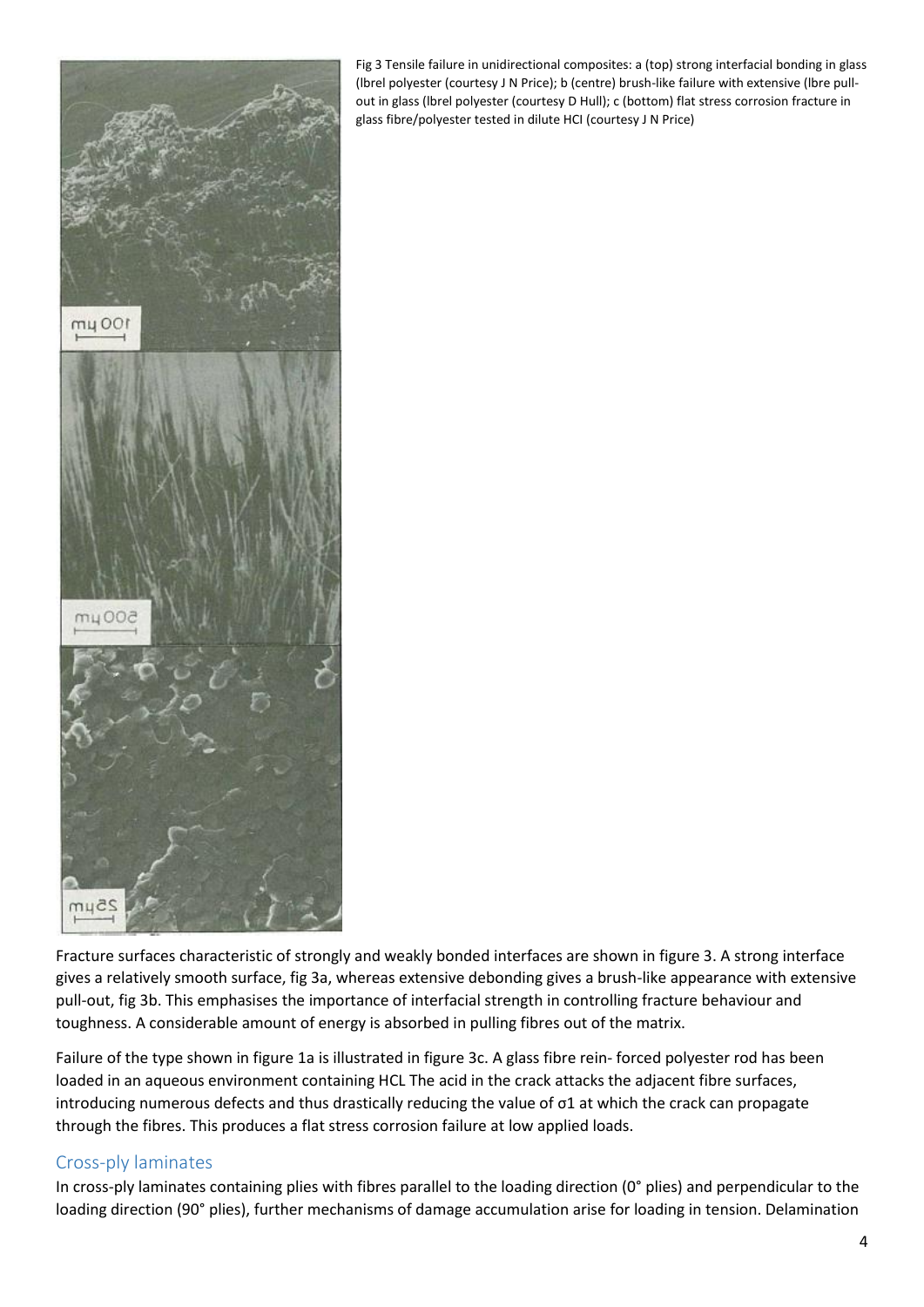Fig 3 Tensile failure in unidirectional composites: a (top) strong interfacial bonding in glass (lbrel polyester (courtesy J N Price); b (centre) brush-like failure with extensive (lbre pull-out in glass (lbrel polyester (courtesy D Hull); c (bottom) flat stress corrosion fracture in glass fibre/polyester tested in dilute HCI (courtesy J N Price)

Fracture surfaces characteristic of strongly and weakly bonded interfaces are shown in figure 3. A strong interface gives a relatively smooth surface, fig 3a, whereas extensive debonding gives a brush-like appearance with extensive pull-out, fig 3b. This emphasises the importance of interfacial strength in controlling fracture behaviour and toughness. A considerable amount of energy is absorbed in pulling fibres out of the matrix.

Failure of the type shown in figure 1a is illustrated in figure 3c. A glass fibre rein- forced polyester rod has been loaded in an aqueous environment containing HCL The acid in the crack attacks the adjacent fibre surfaces, introducing numerous defects and thus drastically reducing the value of $\sigma_1$ at which the crack can propagate through the fibres. This produces a flat stress corrosion failure at low applied loads.

## Cross-ply laminates

In cross-ply laminates containing plies with fibres parallel to the loading direction (0° plies) and perpendicular to the loading direction (90° plies), further mechanisms of damage accumulation arise for loading in tension. Delamination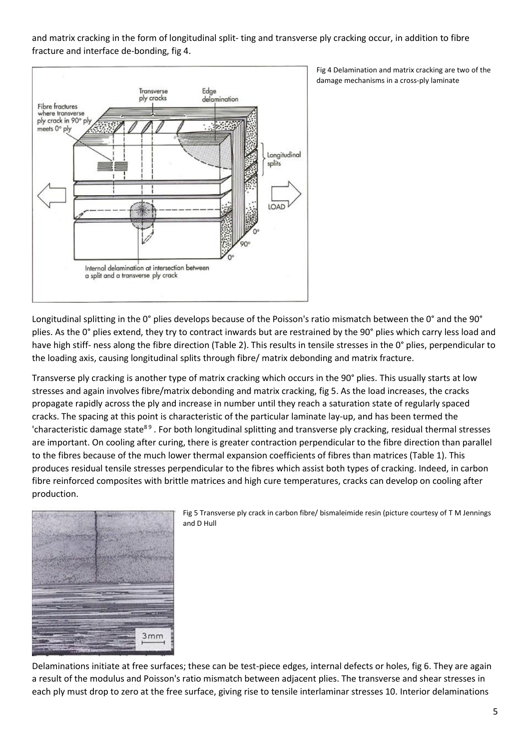and matrix cracking in the form of longitudinal split- ting and transverse ply cracking occur, in addition to fibre fracture and interface de-bonding, fig 4.

Fig 4 Delamination and matrix cracking are two of the damage mechanisms in a cross-ply laminate

Longitudinal splitting in the 0° plies develops because of the Poisson's ratio mismatch between the 0° and the 90° plies. As the 0° plies extend, they try to contract inwards but are restrained by the 90° plies which carry less load and have high stiff- ness along the fibre direction (Table 2). This results in tensile stresses in the 0° plies, perpendicular to the loading axis, causing longitudinal splits through fibre/ matrix debonding and matrix fracture.

Transverse ply cracking is another type of matrix cracking which occurs in the 90° plies. This usually starts at low stresses and again involves fibre/matrix debonding and matrix cracking, fig 5. As the load increases, the cracks propagate rapidly across the ply and increase in number until they reach a saturation state of regularly spaced cracks. The spacing at this point is characteristic of the particular laminate lay-up, and has been termed the 'characteristic damage state[8 9] . For both longitudinal splitting and transverse ply cracking, residual thermal stresses are important. On cooling after curing, there is greater contraction perpendicular to the fibre direction than parallel to the fibres because of the much lower thermal expansion coefficients of fibres than matrices (Table 1). This produces residual tensile stresses perpendicular to the fibres which assist both types of cracking. Indeed, in carbon fibre reinforced composites with brittle matrices and high cure temperatures, cracks can develop on cooling after production.

Fig 5 Transverse ply crack in carbon fibre/ bismaleimide resin (picture courtesy of T M Jennings and D Hull

Delaminations initiate at free surfaces; these can be test-piece edges, internal defects or holes, fig 6. They are again a result of the modulus and Poisson's ratio mismatch between adjacent plies. The transverse and shear stresses in each ply must drop to zero at the free surface, giving rise to tensile interlaminar stresses 10. Interior delaminations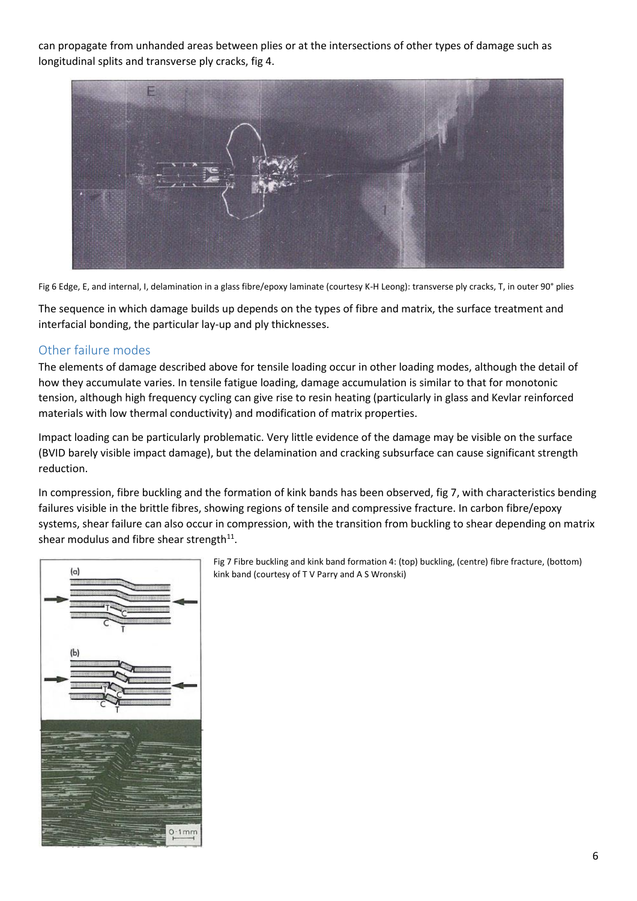can propagate from unhanded areas between plies or at the intersections of other types of damage such as longitudinal splits and transverse ply cracks, fig 4.

Fig 6 Edge, E, and internal, I, delamination in a glass fibre/epoxy laminate (courtesy K-H Leong): transverse ply cracks, T, in outer 90° plies

The sequence in which damage builds up depends on the types of fibre and matrix, the surface treatment and interfacial bonding, the particular lay-up and ply thicknesses.

## Other failure modes

The elements of damage described above for tensile loading occur in other loading modes, although the detail of how they accumulate varies. In tensile fatigue loading, damage accumulation is similar to that for monotonic tension, although high frequency cycling can give rise to resin heating (particularly in glass and Kevlar reinforced materials with low thermal conductivity) and modification of matrix properties.

Impact loading can be particularly problematic. Very little evidence of the damage may be visible on the surface (BVID barely visible impact damage), but the delamination and cracking subsurface can cause significant strength reduction.

In compression, fibre buckling and the formation of kink bands has been observed, fig 7, with characteristics bending failures visible in the brittle fibres, showing regions of tensile and compressive fracture. In carbon fibre/epoxy systems, shear failure can also occur in compression, with the transition from buckling to shear depending on matrix shear modulus and fibre shear strength[11].

Fig 7 Fibre buckling and kink band formation 4: (top) buckling, (centre) fibre fracture, (bottom) kink band (courtesy of T V Parry and A S Wronski)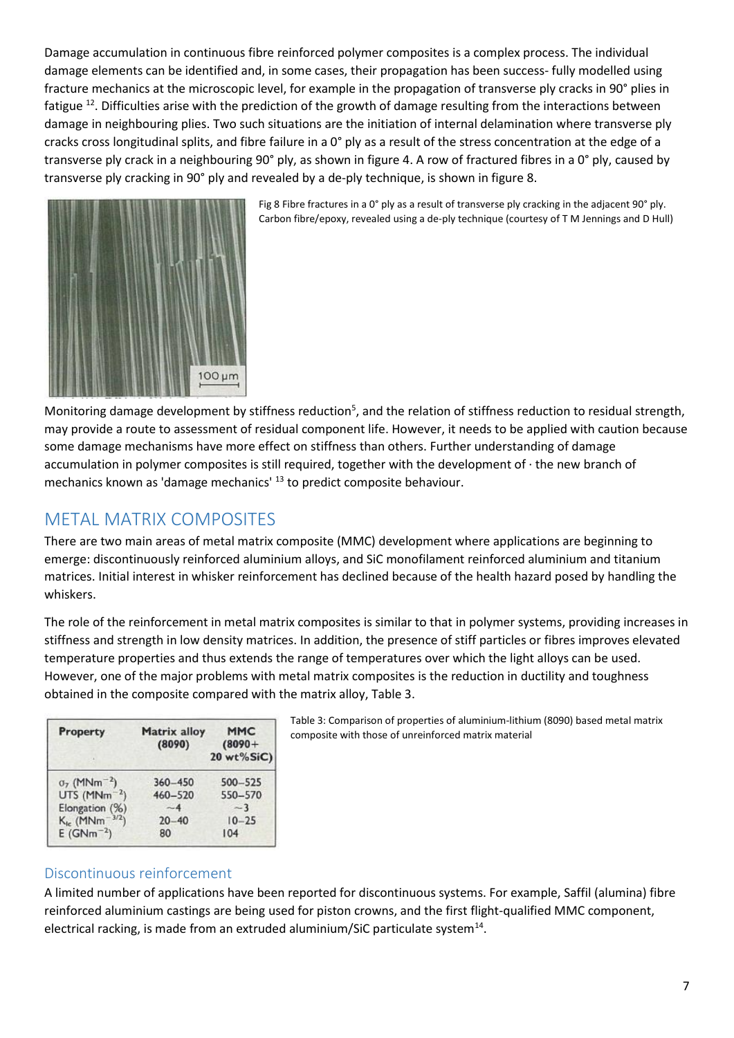Damage accumulation in continuous fibre reinforced polymer composites is a complex process. The individual damage elements can be identified and, in some cases, their propagation has been success- fully modelled using fracture mechanics at the microscopic level, for example in the propagation of transverse ply cracks in 90° plies in fatigue [12]. Difficulties arise with the prediction of the growth of damage resulting from the interactions between damage in neighbouring plies. Two such situations are the initiation of internal delamination where transverse ply cracks cross longitudinal splits, and fibre failure in a 0° ply as a result of the stress concentration at the edge of a transverse ply crack in a neighbouring 90° ply, as shown in figure 4. A row of fractured fibres in a 0° ply, caused by transverse ply cracking in 90° ply and revealed by a de-ply technique, is shown in figure 8.

Fig 8 Fibre fractures in a 0° ply as a result of transverse ply cracking in the adjacent 90° ply. Carbon fibre/epoxy, revealed using a de-ply technique (courtesy of T M Jennings and D Hull)

Monitoring damage development by stiffness reduction[5], and the relation of stiffness reduction to residual strength, may provide a route to assessment of residual component life. However, it needs to be applied with caution because some damage mechanisms have more effect on stiffness than others. Further understanding of damage accumulation in polymer composites is still required, together with the development of · the new branch of mechanics known as 'damage mechanics' [13] to predict composite behaviour.

## METAL MATRIX COMPOSITES

There are two main areas of metal matrix composite (MMC) development where applications are beginning to emerge: discontinuously reinforced aluminium alloys, and SiC monofilament reinforced aluminium and titanium matrices. Initial interest in whisker reinforcement has declined because of the health hazard posed by handling the whiskers.

The role of the reinforcement in metal matrix composites is similar to that in polymer systems, providing increases in stiffness and strength in low density matrices. In addition, the presence of stiff particles or fibres improves elevated temperature properties and thus extends the range of temperatures over which the light alloys can be used. However, one of the major problems with metal matrix composites is the reduction in ductility and toughness obtained in the composite compared with the matrix alloy, Table 3.

| Property | Matrix alloy (8090) | MMC (8090+ 20 wt%SiC) |
|---|---|---|
| $\sigma_y$ ($MNm^{-2}$) | 360–450 | 500–525 |
| UTS ($MNm^{-2}$) | 460–520 | 550–570 |
| Elongation (%) | ~4 | ~3 |
| $K_{Ic}$ ($MNm^{-3/2}$) | 20–40 | 10–25 |
| E ($GNm^{-2}$) | 80 | 104 |

Table 3: Comparison of properties of aluminium-lithium (8090) based metal matrix composite with those of unreinforced matrix material

### Discontinuous reinforcement

A limited number of applications have been reported for discontinuous systems. For example, Saffil (alumina) fibre reinforced aluminium castings are being used for piston crowns, and the first flight-qualified MMC component, electrical racking, is made from an extruded aluminium/SiC particulate system[14].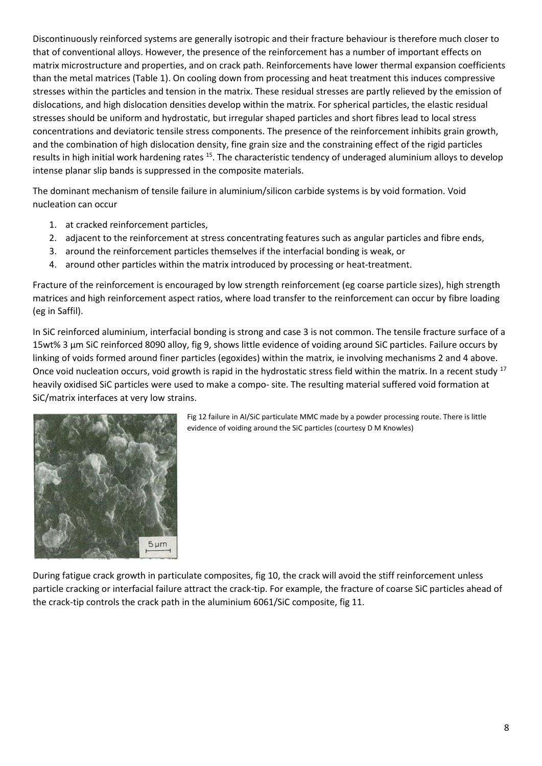Discontinuously reinforced systems are generally isotropic and their fracture behaviour is therefore much closer to that of conventional alloys. However, the presence of the reinforcement has a number of important effects on matrix microstructure and properties, and on crack path. Reinforcements have lower thermal expansion coefficients than the metal matrices (Table 1). On cooling down from processing and heat treatment this induces compressive stresses within the particles and tension in the matrix. These residual stresses are partly relieved by the emission of dislocations, and high dislocation densities develop within the matrix. For spherical particles, the elastic residual stresses should be uniform and hydrostatic, but irregular shaped particles and short fibres lead to local stress concentrations and deviatoric tensile stress components. The presence of the reinforcement inhibits grain growth, and the combination of high dislocation density, fine grain size and the constraining effect of the rigid particles results in high initial work hardening rates [15]. The characteristic tendency of underaged aluminium alloys to develop intense planar slip bands is suppressed in the composite materials.

The dominant mechanism of tensile failure in aluminium/silicon carbide systems is by void formation. Void nucleation can occur

1. at cracked reinforcement particles,
2. adjacent to the reinforcement at stress concentrating features such as angular particles and fibre ends,
3. around the reinforcement particles themselves if the interfacial bonding is weak, or
4. around other particles within the matrix introduced by processing or heat-treatment.

Fracture of the reinforcement is encouraged by low strength reinforcement (eg coarse particle sizes), high strength matrices and high reinforcement aspect ratios, where load transfer to the reinforcement can occur by fibre loading (eg in Saffil).

In SiC reinforced aluminium, interfacial bonding is strong and case 3 is not common. The tensile fracture surface of a 15wt% 3 µm SiC reinforced 8090 alloy, fig 9, shows little evidence of voiding around SiC particles. Failure occurs by linking of voids formed around finer particles (egoxides) within the matrix, ie involving mechanisms 2 and 4 above. Once void nucleation occurs, void growth is rapid in the hydrostatic stress field within the matrix. In a recent study [17] heavily oxidised SiC particles were used to make a compo- site. The resulting material suffered void formation at SiC/matrix interfaces at very low strains.

Fig 12 failure in Al/SiC particulate MMC made by a powder processing route. There is little evidence of voiding around the SiC particles (courtesy D M Knowles)

During fatigue crack growth in particulate composites, fig 10, the crack will avoid the stiff reinforcement unless particle cracking or interfacial failure attract the crack-tip. For example, the fracture of coarse SiC particles ahead of the crack-tip controls the crack path in the aluminium 6061/SiC composite, fig 11.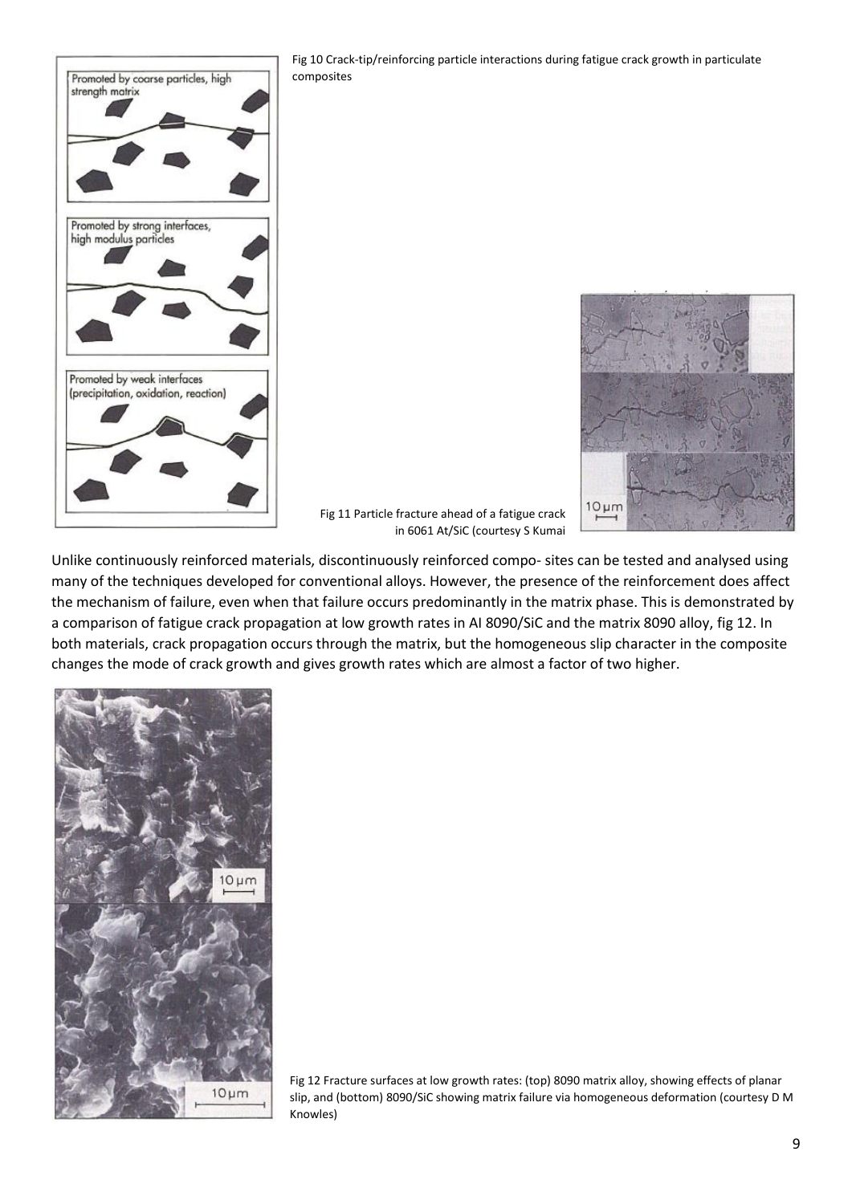Fig 10 Crack-tip/reinforcing particle interactions during fatigue crack growth in particulate composites

Fig 11 Particle fracture ahead of a fatigue crack in 6061 At/SiC (courtesy S Kumai

Unlike continuously reinforced materials, discontinuously reinforced compo- sites can be tested and analysed using many of the techniques developed for conventional alloys. However, the presence of the reinforcement does affect the mechanism of failure, even when that failure occurs predominantly in the matrix phase. This is demonstrated by a comparison of fatigue crack propagation at low growth rates in Al 8090/SiC and the matrix 8090 alloy, fig 12. In both materials, crack propagation occurs through the matrix, but the homogeneous slip character in the composite changes the mode of crack growth and gives growth rates which are almost a factor of two higher.

Fig 12 Fracture surfaces at low growth rates: (top) 8090 matrix alloy, showing effects of planar slip, and (bottom) 8090/SiC showing matrix failure via homogeneous deformation (courtesy D M Knowles)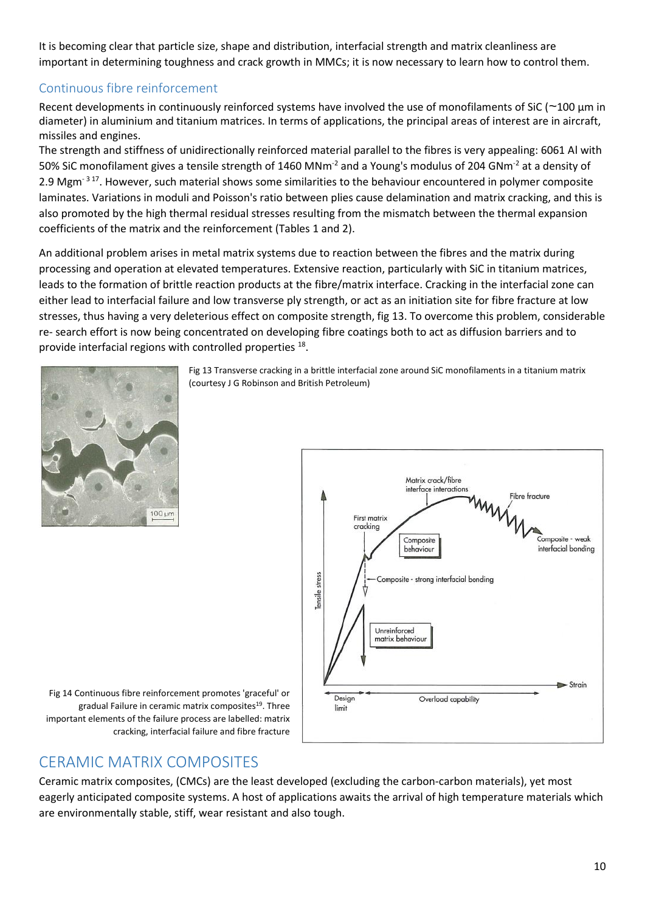It is becoming clear that particle size, shape and distribution, interfacial strength and matrix cleanliness are important in determining toughness and crack growth in MMCs; it is now necessary to learn how to control them.

## Continuous fibre reinforcement

Recent developments in continuously reinforced systems have involved the use of monofilaments of SiC (~100 µm in diameter) in aluminium and titanium matrices. In terms of applications, the principal areas of interest are in aircraft, missiles and engines.

The strength and stiffness of unidirectionally reinforced material parallel to the fibres is very appealing: 6061 Al with 50% SiC monofilament gives a tensile strength of 1460 $MNm^{-2}$ and a Young's modulus of 204 $GNm^{-2}$ at a density of 2.9 $Mgm^{-3}$ [17]. However, such material shows some similarities to the behaviour encountered in polymer composite laminates. Variations in moduli and Poisson's ratio between plies cause delamination and matrix cracking, and this is also promoted by the high thermal residual stresses resulting from the mismatch between the thermal expansion coefficients of the matrix and the reinforcement (Tables 1 and 2).

An additional problem arises in metal matrix systems due to reaction between the fibres and the matrix during processing and operation at elevated temperatures. Extensive reaction, particularly with SiC in titanium matrices, leads to the formation of brittle reaction products at the fibre/matrix interface. Cracking in the interfacial zone can either lead to interfacial failure and low transverse ply strength, or act as an initiation site for fibre fracture at low stresses, thus having a very deleterious effect on composite strength, fig 13. To overcome this problem, considerable re- search effort is now being concentrated on developing fibre coatings both to act as diffusion barriers and to provide interfacial regions with controlled properties [18].

Fig 13 Transverse cracking in a brittle interfacial zone around SiC monofilaments in a titanium matrix (courtesy J G Robinson and British Petroleum)

Fig 14 Continuous fibre reinforcement promotes 'graceful' or gradual Failure in ceramic matrix composites[19]. Three important elements of the failure process are labelled: matrix cracking, interfacial failure and fibre fracture

# CERAMIC MATRIX COMPOSITES

Ceramic matrix composites, (CMCs) are the least developed (excluding the carbon-carbon materials), yet most eagerly anticipated composite systems. A host of applications awaits the arrival of high temperature materials which are environmentally stable, stiff, wear resistant and also tough.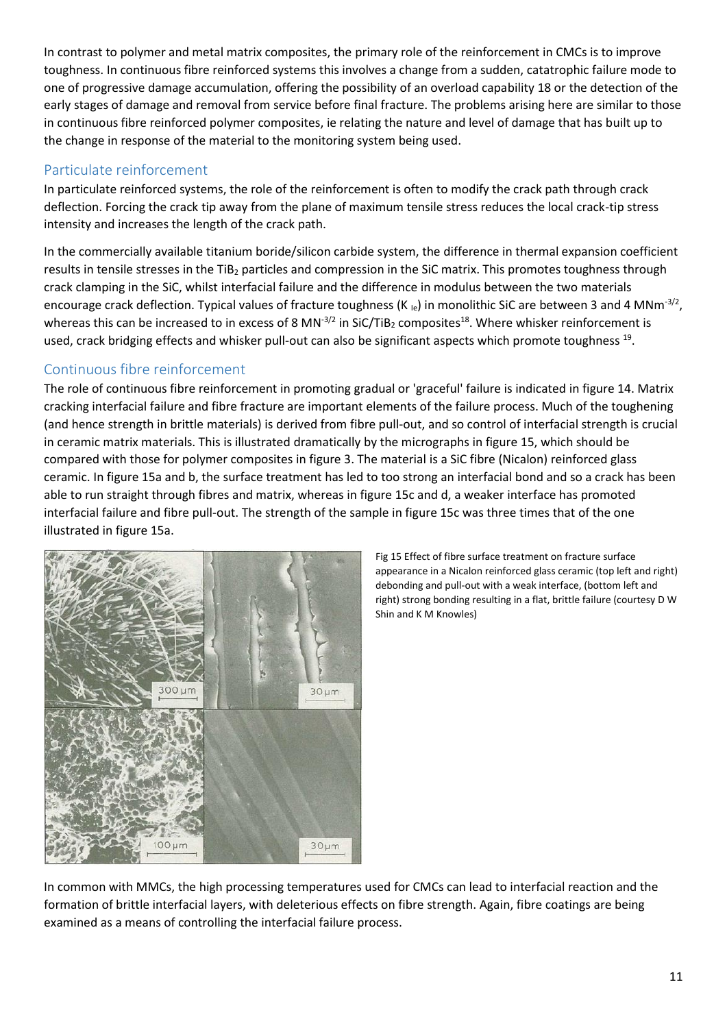In contrast to polymer and metal matrix composites, the primary role of the reinforcement in CMCs is to improve toughness. In continuous fibre reinforced systems this involves a change from a sudden, catatrophic failure mode to one of progressive damage accumulation, offering the possibility of an overload capability 18 or the detection of the early stages of damage and removal from service before final fracture. The problems arising here are similar to those in continuous fibre reinforced polymer composites, ie relating the nature and level of damage that has built up to the change in response of the material to the monitoring system being used.

## Particulate reinforcement

In particulate reinforced systems, the role of the reinforcement is often to modify the crack path through crack deflection. Forcing the crack tip away from the plane of maximum tensile stress reduces the local crack-tip stress intensity and increases the length of the crack path.

In the commercially available titanium boride/silicon carbide system, the difference in thermal expansion coefficient results in tensile stresses in the $TiB_2$ particles and compression in the SiC matrix. This promotes toughness through crack clamping in the SiC, whilst interfacial failure and the difference in modulus between the two materials encourage crack deflection. Typical values of fracture toughness ($K_{Ie}$) in monolithic SiC are between 3 and 4 $MNm^{-3/2}$, whereas this can be increased to in excess of 8 $MN^{-3/2}$ in SiC/$TiB_2$ composites[18]. Where whisker reinforcement is used, crack bridging effects and whisker pull-out can also be significant aspects which promote toughness [19].

## Continuous fibre reinforcement

The role of continuous fibre reinforcement in promoting gradual or 'graceful' failure is indicated in figure 14. Matrix cracking interfacial failure and fibre fracture are important elements of the failure process. Much of the toughening (and hence strength in brittle materials) is derived from fibre pull-out, and so control of interfacial strength is crucial in ceramic matrix materials. This is illustrated dramatically by the micrographs in figure 15, which should be compared with those for polymer composites in figure 3. The material is a SiC fibre (Nicalon) reinforced glass ceramic. In figure 15a and b, the surface treatment has led to too strong an interfacial bond and so a crack has been able to run straight through fibres and matrix, whereas in figure 15c and d, a weaker interface has promoted interfacial failure and fibre pull-out. The strength of the sample in figure 15c was three times that of the one illustrated in figure 15a.

Fig 15 Effect of fibre surface treatment on fracture surface appearance in a Nicalon reinforced glass ceramic (top left and right) debonding and pull-out with a weak interface, (bottom left and right) strong bonding resulting in a flat, brittle failure (courtesy D W Shin and K M Knowles)

In common with MMCs, the high processing temperatures used for CMCs can lead to interfacial reaction and the formation of brittle interfacial layers, with deleterious effects on fibre strength. Again, fibre coatings are being examined as a means of controlling the interfacial failure process.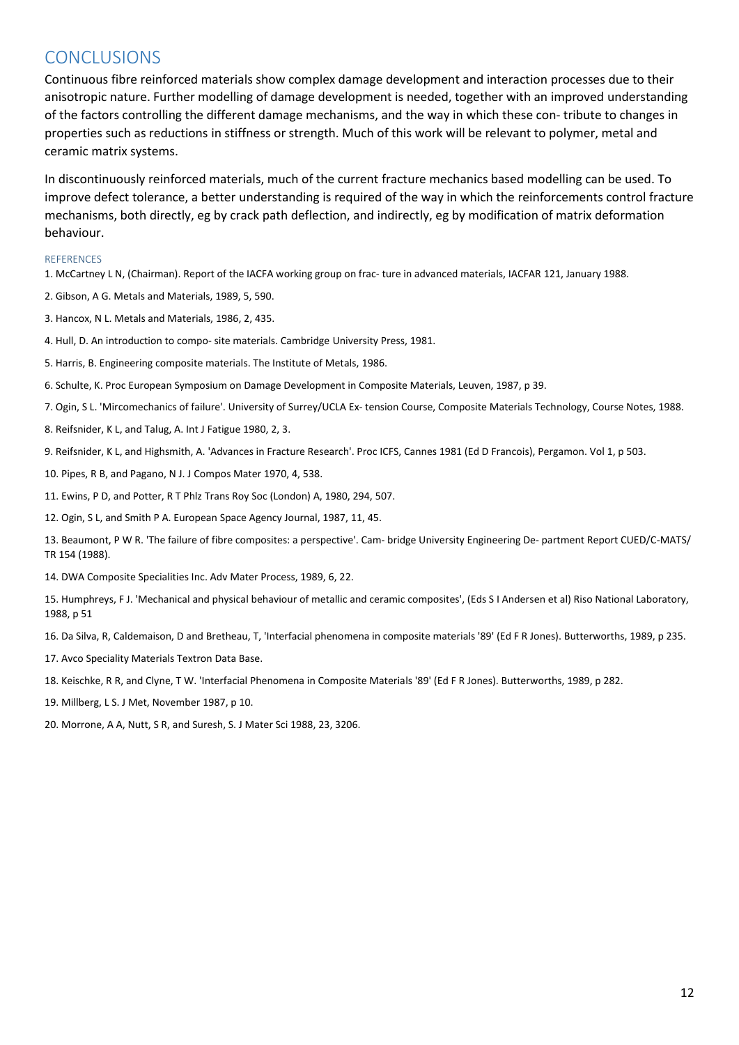# CONCLUSIONS

Continuous fibre reinforced materials show complex damage development and interaction processes due to their anisotropic nature. Further modelling of damage development is needed, together with an improved understanding of the factors controlling the different damage mechanisms, and the way in which these con- tribute to changes in properties such as reductions in stiffness or strength. Much of this work will be relevant to polymer, metal and ceramic matrix systems.

In discontinuously reinforced materials, much of the current fracture mechanics based modelling can be used. To improve defect tolerance, a better understanding is required of the way in which the reinforcements control fracture mechanisms, both directly, eg by crack path deflection, and indirectly, eg by modification of matrix deformation behaviour.

## REFERENCES

1. McCartney L N, (Chairman). Report of the IACFA working group on frac- ture in advanced materials, IACFAR 121, January 1988.

2. Gibson, A G. Metals and Materials, 1989, 5, 590.

3. Hancox, N L. Metals and Materials, 1986, 2, 435.

4. Hull, D. An introduction to compo- site materials. Cambridge University Press, 1981.

5. Harris, B. Engineering composite materials. The Institute of Metals, 1986.

6. Schulte, K. Proc European Symposium on Damage Development in Composite Materials, Leuven, 1987, p 39.

7. Ogin, S L. 'Mircomechanics of failure'. University of Surrey/UCLA Ex- tension Course, Composite Materials Technology, Course Notes, 1988.

8. Reifsnider, K L, and Talug, A. Int J Fatigue 1980, 2, 3.

9. Reifsnider, K L, and Highsmith, A. 'Advances in Fracture Research'. Proc ICFS, Cannes 1981 (Ed D Francois), Pergamon. Vol 1, p 503.

10. Pipes, R B, and Pagano, N J. J Compos Mater 1970, 4, 538.

11. Ewins, P D, and Potter, R T Phlz Trans Roy Soc (London) A, 1980, 294, 507.

12. Ogin, S L, and Smith P A. European Space Agency Journal, 1987, 11, 45.

13. Beaumont, P W R. 'The failure of fibre composites: a perspective'. Cam- bridge University Engineering De- partment Report CUED/C-MATS/ TR 154 (1988).

14. DWA Composite Specialities Inc. Adv Mater Process, 1989, 6, 22.

15. Humphreys, F J. 'Mechanical and physical behaviour of metallic and ceramic composites', (Eds S I Andersen et al) Riso National Laboratory, 1988, p 51

16. Da Silva, R, Caldemaison, D and Bretheau, T, 'Interfacial phenomena in composite materials '89' (Ed F R Jones). Butterworths, 1989, p 235.

17. Avco Speciality Materials Textron Data Base.

18. Keischke, R R, and Clyne, T W. 'Interfacial Phenomena in Composite Materials '89' (Ed F R Jones). Butterworths, 1989, p 282.

19. Millberg, L S. J Met, November 1987, p 10.

20. Morrone, A A, Nutt, S R, and Suresh, S. J Mater Sci 1988, 23, 3206.